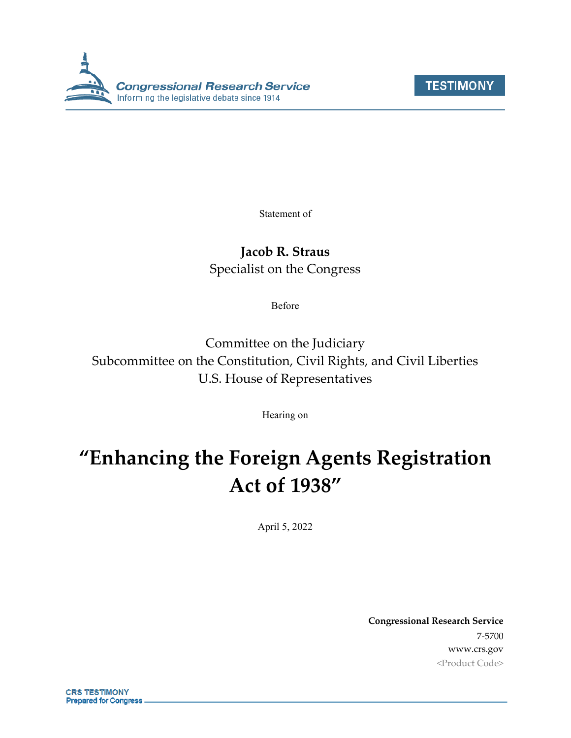Congressional Research Service
Informing the legislative debate since 1914

TESTIMONY

Statement of

**Jacob R. Straus**
Specialist on the Congress

Before

Committee on the Judiciary
Subcommittee on the Constitution, Civil Rights, and Civil Liberties
U.S. House of Representatives

Hearing on

# "Enhancing the Foreign Agents Registration Act of 1938"

April 5, 2022

**Congressional Research Service**
7-5700
www.crs.gov
<Product Code>

CRS TESTIMONY
Prepared for Congress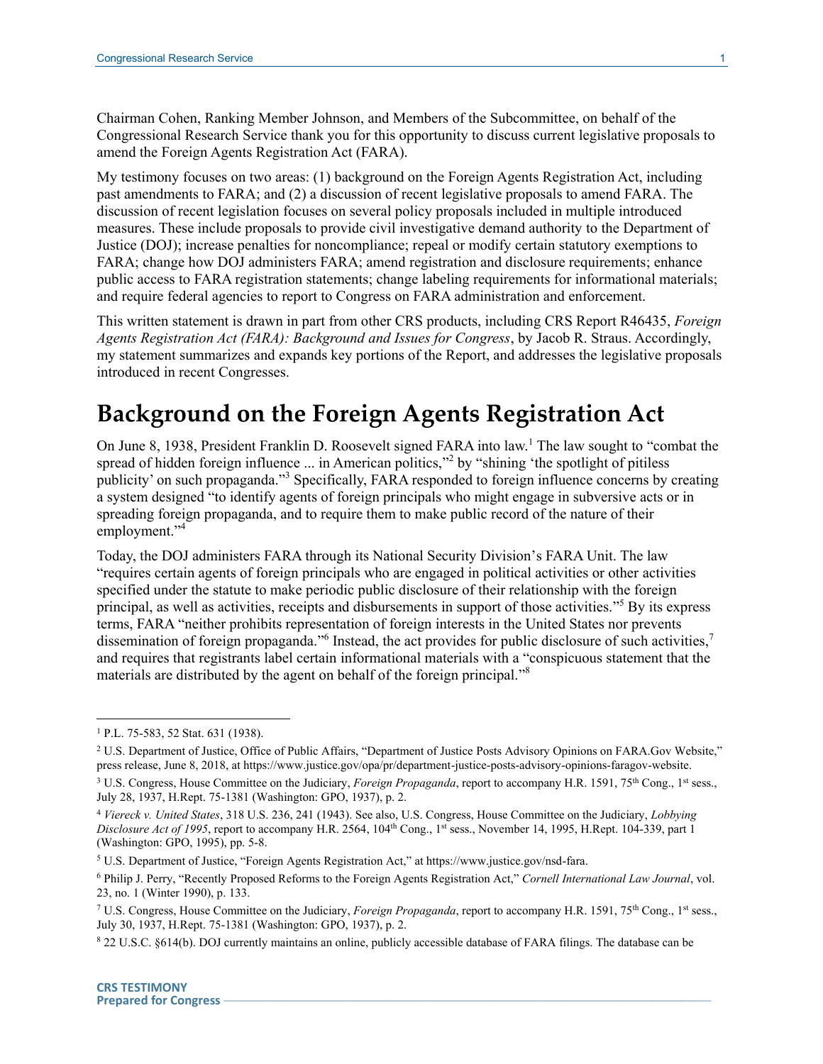Chairman Cohen, Ranking Member Johnson, and Members of the Subcommittee, on behalf of the Congressional Research Service thank you for this opportunity to discuss current legislative proposals to amend the Foreign Agents Registration Act (FARA).

My testimony focuses on two areas: (1) background on the Foreign Agents Registration Act, including past amendments to FARA; and (2) a discussion of recent legislative proposals to amend FARA. The discussion of recent legislation focuses on several policy proposals included in multiple introduced measures. These include proposals to provide civil investigative demand authority to the Department of Justice (DOJ); increase penalties for noncompliance; repeal or modify certain statutory exemptions to FARA; change how DOJ administers FARA; amend registration and disclosure requirements; enhance public access to FARA registration statements; change labeling requirements for informational materials; and require federal agencies to report to Congress on FARA administration and enforcement.

This written statement is drawn in part from other CRS products, including CRS Report R46435, *Foreign Agents Registration Act (FARA): Background and Issues for Congress*, by Jacob R. Straus. Accordingly, my statement summarizes and expands key portions of the Report, and addresses the legislative proposals introduced in recent Congresses.

# Background on the Foreign Agents Registration Act

On June 8, 1938, President Franklin D. Roosevelt signed FARA into law.[1] The law sought to "combat the spread of hidden foreign influence ... in American politics,"[2] by "shining 'the spotlight of pitiless publicity' on such propaganda."[3] Specifically, FARA responded to foreign influence concerns by creating a system designed "to identify agents of foreign principals who might engage in subversive acts or in spreading foreign propaganda, and to require them to make public record of the nature of their employment."[4]

Today, the DOJ administers FARA through its National Security Division's FARA Unit. The law "requires certain agents of foreign principals who are engaged in political activities or other activities specified under the statute to make periodic public disclosure of their relationship with the foreign principal, as well as activities, receipts and disbursements in support of those activities."[5] By its express terms, FARA "neither prohibits representation of foreign interests in the United States nor prevents dissemination of foreign propaganda."[6] Instead, the act provides for public disclosure of such activities,[7] and requires that registrants label certain informational materials with a "conspicuous statement that the materials are distributed by the agent on behalf of the foreign principal."[8]

---

[1] P.L. 75-583, 52 Stat. 631 (1938).

[2] U.S. Department of Justice, Office of Public Affairs, "Department of Justice Posts Advisory Opinions on FARA.Gov Website," press release, June 8, 2018, at https://www.justice.gov/opa/pr/department-justice-posts-advisory-opinions-faragov-website.

[3] U.S. Congress, House Committee on the Judiciary, *Foreign Propaganda*, report to accompany H.R. 1591, 75th Cong., 1st sess., July 28, 1937, H.Rept. 75-1381 (Washington: GPO, 1937), p. 2.

[4] *Viereck v. United States*, 318 U.S. 236, 241 (1943). See also, U.S. Congress, House Committee on the Judiciary, *Lobbying Disclosure Act of 1995*, report to accompany H.R. 2564, 104th Cong., 1st sess., November 14, 1995, H.Rept. 104-339, part 1 (Washington: GPO, 1995), pp. 5-8.

[5] U.S. Department of Justice, "Foreign Agents Registration Act," at https://www.justice.gov/nsd-fara.

[6] Philip J. Perry, "Recently Proposed Reforms to the Foreign Agents Registration Act," *Cornell International Law Journal*, vol. 23, no. 1 (Winter 1990), p. 133.

[7] U.S. Congress, House Committee on the Judiciary, *Foreign Propaganda*, report to accompany H.R. 1591, 75th Cong., 1st sess., July 30, 1937, H.Rept. 75-1381 (Washington: GPO, 1937), p. 2.

[8] 22 U.S.C. §614(b). DOJ currently maintains an online, publicly accessible database of FARA filings. The database can be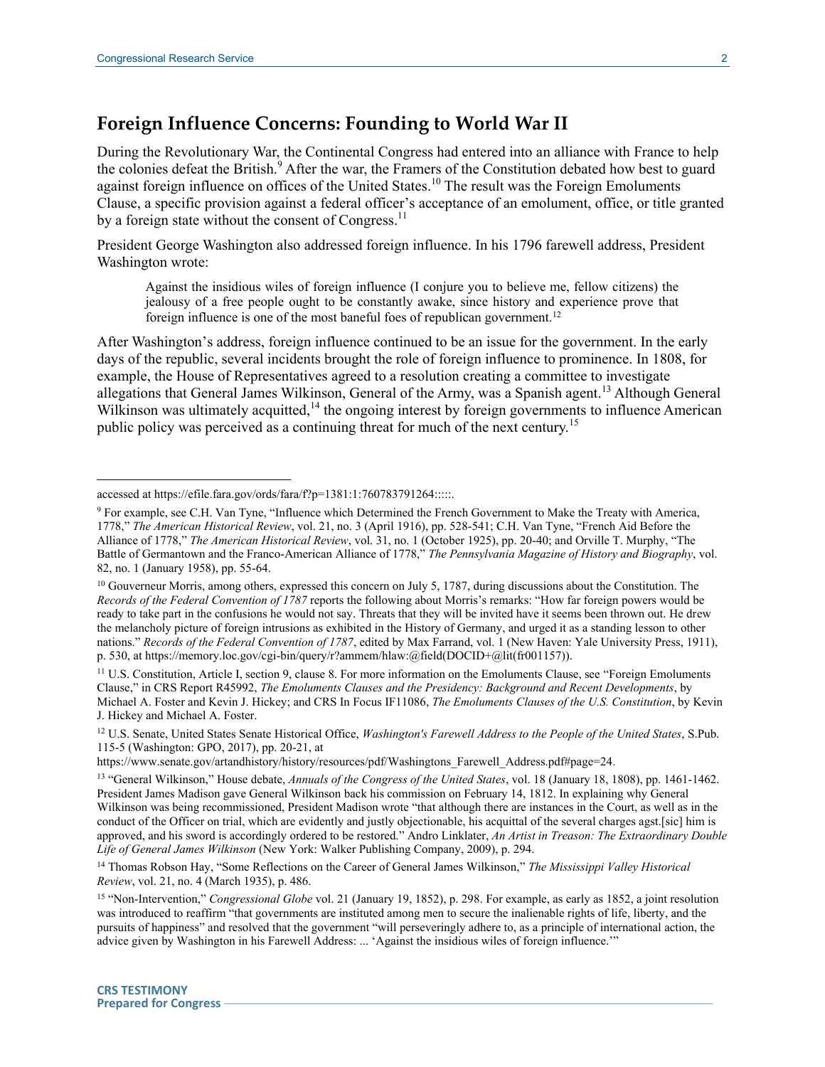## Foreign Influence Concerns: Founding to World War II

During the Revolutionary War, the Continental Congress had entered into an alliance with France to help the colonies defeat the British.[9] After the war, the Framers of the Constitution debated how best to guard against foreign influence on offices of the United States.[10] The result was the Foreign Emoluments Clause, a specific provision against a federal officer's acceptance of an emolument, office, or title granted by a foreign state without the consent of Congress.[11]

President George Washington also addressed foreign influence. In his 1796 farewell address, President Washington wrote:

> Against the insidious wiles of foreign influence (I conjure you to believe me, fellow citizens) the jealousy of a free people ought to be constantly awake, since history and experience prove that foreign influence is one of the most baneful foes of republican government.[12]

After Washington's address, foreign influence continued to be an issue for the government. In the early days of the republic, several incidents brought the role of foreign influence to prominence. In 1808, for example, the House of Representatives agreed to a resolution creating a committee to investigate allegations that General James Wilkinson, General of the Army, was a Spanish agent.[13] Although General Wilkinson was ultimately acquitted,[14] the ongoing interest by foreign governments to influence American public policy was perceived as a continuing threat for much of the next century.[15]

---

accessed at https://efile.fara.gov/ords/fara/f?p=1381:1:760783791264:::::.

[9] For example, see C.H. Van Tyne, "Influence which Determined the French Government to Make the Treaty with America, 1778," *The American Historical Review*, vol. 21, no. 3 (April 1916), pp. 528-541; C.H. Van Tyne, "French Aid Before the Alliance of 1778," *The American Historical Review*, vol. 31, no. 1 (October 1925), pp. 20-40; and Orville T. Murphy, "The Battle of Germantown and the Franco-American Alliance of 1778," *The Pennsylvania Magazine of History and Biography*, vol. 82, no. 1 (January 1958), pp. 55-64.

[10] Gouverneur Morris, among others, expressed this concern on July 5, 1787, during discussions about the Constitution. The *Records of the Federal Convention of 1787* reports the following about Morris's remarks: "How far foreign powers would be ready to take part in the confusions he would not say. Threats that they will be invited have it seems been thrown out. He drew the melancholy picture of foreign intrusions as exhibited in the History of Germany, and urged it as a standing lesson to other nations." *Records of the Federal Convention of 1787*, edited by Max Farrand, vol. 1 (New Haven: Yale University Press, 1911), p. 530, at https://memory.loc.gov/cgi-bin/query/r?ammem/hlaw:@field(DOCID+@lit(fr001157)).

[11] U.S. Constitution, Article I, section 9, clause 8. For more information on the Emoluments Clause, see "Foreign Emoluments Clause," in CRS Report R45992, *The Emoluments Clauses and the Presidency: Background and Recent Developments*, by Michael A. Foster and Kevin J. Hickey; and CRS In Focus IF11086, *The Emoluments Clauses of the U.S. Constitution*, by Kevin J. Hickey and Michael A. Foster.

[12] U.S. Senate, United States Senate Historical Office, *Washington's Farewell Address to the People of the United States*, S.Pub. 115-5 (Washington: GPO, 2017), pp. 20-21, at https://www.senate.gov/artandhistory/history/resources/pdf/Washingtons_Farewell_Address.pdf#page=24.

[13] "General Wilkinson," House debate, *Annuals of the Congress of the United States*, vol. 18 (January 18, 1808), pp. 1461-1462. President James Madison gave General Wilkinson back his commission on February 14, 1812. In explaining why General Wilkinson was being recommissioned, President Madison wrote "that although there are instances in the Court, as well as in the conduct of the Officer on trial, which are evidently and justly objectionable, his acquittal of the several charges agst.[sic] him is approved, and his sword is accordingly ordered to be restored." Andro Linklater, *An Artist in Treason: The Extraordinary Double Life of General James Wilkinson* (New York: Walker Publishing Company, 2009), p. 294.

[14] Thomas Robson Hay, "Some Reflections on the Career of General James Wilkinson," *The Mississippi Valley Historical Review*, vol. 21, no. 4 (March 1935), p. 486.

[15] "Non-Intervention," *Congressional Globe* vol. 21 (January 19, 1852), p. 298. For example, as early as 1852, a joint resolution was introduced to reaffirm "that governments are instituted among men to secure the inalienable rights of life, liberty, and the pursuits of happiness" and resolved that the government "will perseveringly adhere to, as a principle of international action, the advice given by Washington in his Farewell Address: ... 'Against the insidious wiles of foreign influence.'"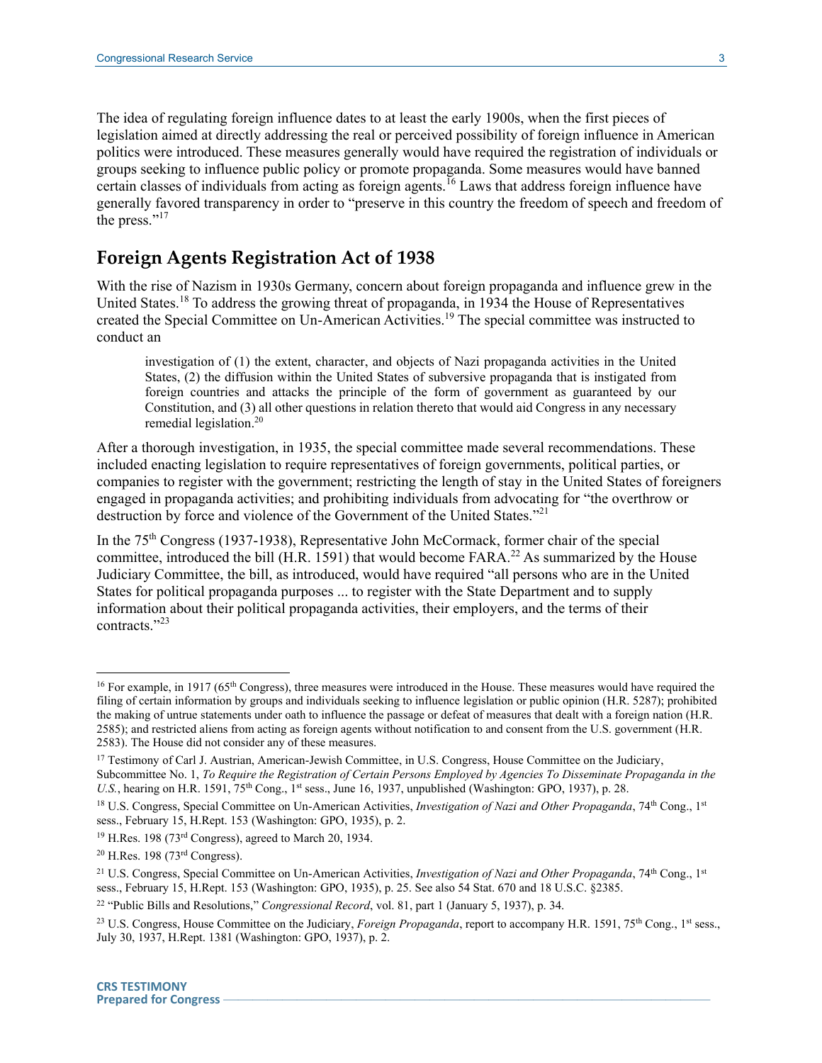The idea of regulating foreign influence dates to at least the early 1900s, when the first pieces of legislation aimed at directly addressing the real or perceived possibility of foreign influence in American politics were introduced. These measures generally would have required the registration of individuals or groups seeking to influence public policy or promote propaganda. Some measures would have banned certain classes of individuals from acting as foreign agents.[16] Laws that address foreign influence have generally favored transparency in order to "preserve in this country the freedom of speech and freedom of the press."[17]

## Foreign Agents Registration Act of 1938

With the rise of Nazism in 1930s Germany, concern about foreign propaganda and influence grew in the United States.[18] To address the growing threat of propaganda, in 1934 the House of Representatives created the Special Committee on Un-American Activities.[19] The special committee was instructed to conduct an

> investigation of (1) the extent, character, and objects of Nazi propaganda activities in the United States, (2) the diffusion within the United States of subversive propaganda that is instigated from foreign countries and attacks the principle of the form of government as guaranteed by our Constitution, and (3) all other questions in relation thereto that would aid Congress in any necessary remedial legislation.[20]

After a thorough investigation, in 1935, the special committee made several recommendations. These included enacting legislation to require representatives of foreign governments, political parties, or companies to register with the government; restricting the length of stay in the United States of foreigners engaged in propaganda activities; and prohibiting individuals from advocating for "the overthrow or destruction by force and violence of the Government of the United States."[21]

In the 75th Congress (1937-1938), Representative John McCormack, former chair of the special committee, introduced the bill (H.R. 1591) that would become FARA.[22] As summarized by the House Judiciary Committee, the bill, as introduced, would have required "all persons who are in the United States for political propaganda purposes ... to register with the State Department and to supply information about their political propaganda activities, their employers, and the terms of their contracts."[23]

---

[16] For example, in 1917 (65th Congress), three measures were introduced in the House. These measures would have required the filing of certain information by groups and individuals seeking to influence legislation or public opinion (H.R. 5287); prohibited the making of untrue statements under oath to influence the passage or defeat of measures that dealt with a foreign nation (H.R. 2585); and restricted aliens from acting as foreign agents without notification to and consent from the U.S. government (H.R. 2583). The House did not consider any of these measures.

[17] Testimony of Carl J. Austrian, American-Jewish Committee, in U.S. Congress, House Committee on the Judiciary, Subcommittee No. 1, *To Require the Registration of Certain Persons Employed by Agencies To Disseminate Propaganda in the U.S.*, hearing on H.R. 1591, 75th Cong., 1st sess., June 16, 1937, unpublished (Washington: GPO, 1937), p. 28.

[18] U.S. Congress, Special Committee on Un-American Activities, *Investigation of Nazi and Other Propaganda*, 74th Cong., 1st sess., February 15, H.Rept. 153 (Washington: GPO, 1935), p. 2.

[19] H.Res. 198 (73rd Congress), agreed to March 20, 1934.

[20] H.Res. 198 (73rd Congress).

[21] U.S. Congress, Special Committee on Un-American Activities, *Investigation of Nazi and Other Propaganda*, 74th Cong., 1st sess., February 15, H.Rept. 153 (Washington: GPO, 1935), p. 25. See also 54 Stat. 670 and 18 U.S.C. §2385.

[22] "Public Bills and Resolutions," *Congressional Record*, vol. 81, part 1 (January 5, 1937), p. 34.

[23] U.S. Congress, House Committee on the Judiciary, *Foreign Propaganda*, report to accompany H.R. 1591, 75th Cong., 1st sess., July 30, 1937, H.Rept. 1381 (Washington: GPO, 1937), p. 2.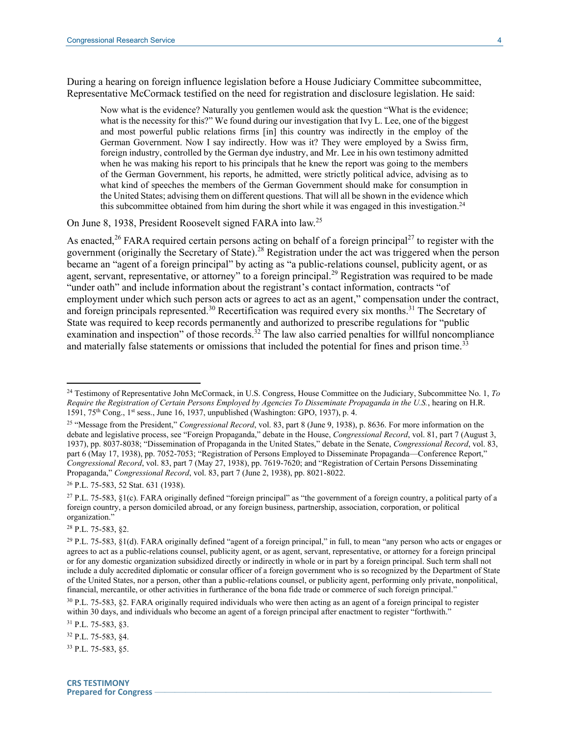During a hearing on foreign influence legislation before a House Judiciary Committee subcommittee, Representative McCormack testified on the need for registration and disclosure legislation. He said:

> Now what is the evidence? Naturally you gentlemen would ask the question "What is the evidence; what is the necessity for this?" We found during our investigation that Ivy L. Lee, one of the biggest and most powerful public relations firms [in] this country was indirectly in the employ of the German Government. Now I say indirectly. How was it? They were employed by a Swiss firm, foreign industry, controlled by the German dye industry, and Mr. Lee in his own testimony admitted when he was making his report to his principals that he knew the report was going to the members of the German Government, his reports, he admitted, were strictly political advice, advising as to what kind of speeches the members of the German Government should make for consumption in the United States; advising them on different questions. That will all be shown in the evidence which this subcommittee obtained from him during the short while it was engaged in this investigation.[24]

On June 8, 1938, President Roosevelt signed FARA into law.[25]

As enacted,[26] FARA required certain persons acting on behalf of a foreign principal[27] to register with the government (originally the Secretary of State).[28] Registration under the act was triggered when the person became an "agent of a foreign principal" by acting as "a public-relations counsel, publicity agent, or as agent, servant, representative, or attorney" to a foreign principal.[29] Registration was required to be made "under oath" and include information about the registrant's contact information, contracts "of employment under which such person acts or agrees to act as an agent," compensation under the contract, and foreign principals represented.[30] Recertification was required every six months.[31] The Secretary of State was required to keep records permanently and authorized to prescribe regulations for "public examination and inspection" of those records.[32] The law also carried penalties for willful noncompliance and materially false statements or omissions that included the potential for fines and prison time.[33]

---

[24] Testimony of Representative John McCormack, in U.S. Congress, House Committee on the Judiciary, Subcommittee No. 1, *To Require the Registration of Certain Persons Employed by Agencies To Disseminate Propaganda in the U.S.*, hearing on H.R. 1591, 75th Cong., 1st sess., June 16, 1937, unpublished (Washington: GPO, 1937), p. 4.

[25] "Message from the President," *Congressional Record*, vol. 83, part 8 (June 9, 1938), p. 8636. For more information on the debate and legislative process, see "Foreign Propaganda," debate in the House, *Congressional Record*, vol. 81, part 7 (August 3, 1937), pp. 8037-8038; "Dissemination of Propaganda in the United States," debate in the Senate, *Congressional Record*, vol. 83, part 6 (May 17, 1938), pp. 7052-7053; "Registration of Persons Employed to Disseminate Propaganda—Conference Report," *Congressional Record*, vol. 83, part 7 (May 27, 1938), pp. 7619-7620; and "Registration of Certain Persons Disseminating Propaganda," *Congressional Record*, vol. 83, part 7 (June 2, 1938), pp. 8021-8022.

[26] P.L. 75-583, 52 Stat. 631 (1938).

[27] P.L. 75-583, §1(c). FARA originally defined "foreign principal" as "the government of a foreign country, a political party of a foreign country, a person domiciled abroad, or any foreign business, partnership, association, corporation, or political organization."

[28] P.L. 75-583, §2.

[29] P.L. 75-583, §1(d). FARA originally defined "agent of a foreign principal," in full, to mean "any person who acts or engages or agrees to act as a public-relations counsel, publicity agent, or as agent, servant, representative, or attorney for a foreign principal or for any domestic organization subsidized directly or indirectly in whole or in part by a foreign principal. Such term shall not include a duly accredited diplomatic or consular officer of a foreign government who is so recognized by the Department of State of the United States, nor a person, other than a public-relations counsel, or publicity agent, performing only private, nonpolitical, financial, mercantile, or other activities in furtherance of the bona fide trade or commerce of such foreign principal."

[30] P.L. 75-583, §2. FARA originally required individuals who were then acting as an agent of a foreign principal to register within 30 days, and individuals who become an agent of a foreign principal after enactment to register "forthwith."

[31] P.L. 75-583, §3.

[32] P.L. 75-583, §4.

[33] P.L. 75-583, §5.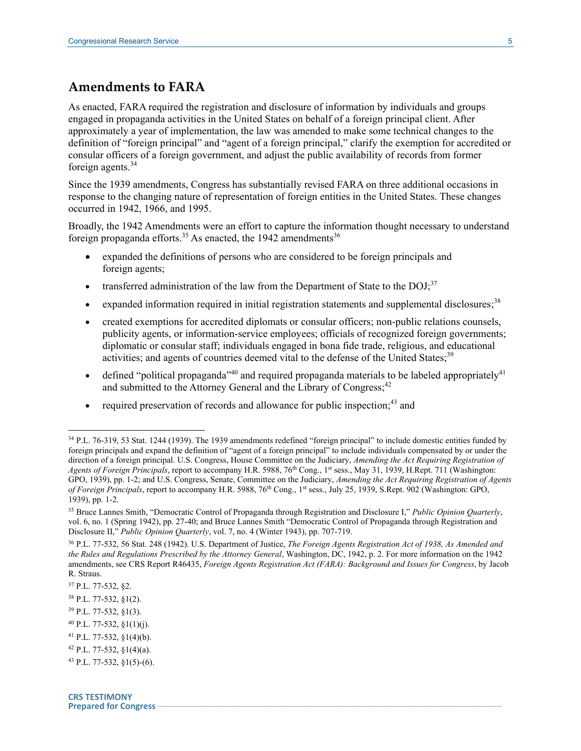## Amendments to FARA

As enacted, FARA required the registration and disclosure of information by individuals and groups engaged in propaganda activities in the United States on behalf of a foreign principal client. After approximately a year of implementation, the law was amended to make some technical changes to the definition of "foreign principal" and "agent of a foreign principal," clarify the exemption for accredited or consular officers of a foreign government, and adjust the public availability of records from former foreign agents.[34]

Since the 1939 amendments, Congress has substantially revised FARA on three additional occasions in response to the changing nature of representation of foreign entities in the United States. These changes occurred in 1942, 1966, and 1995.

Broadly, the 1942 Amendments were an effort to capture the information thought necessary to understand foreign propaganda efforts.[35] As enacted, the 1942 amendments[36]

- expanded the definitions of persons who are considered to be foreign principals and foreign agents;
- transferred administration of the law from the Department of State to the DOJ;[37]
- expanded information required in initial registration statements and supplemental disclosures;[38]
- created exemptions for accredited diplomats or consular officers; non-public relations counsels, publicity agents, or information-service employees; officials of recognized foreign governments; diplomatic or consular staff; individuals engaged in bona fide trade, religious, and educational activities; and agents of countries deemed vital to the defense of the United States;[39]
- defined "political propaganda"[40] and required propaganda materials to be labeled appropriately[41] and submitted to the Attorney General and the Library of Congress;[42]
- required preservation of records and allowance for public inspection;[43] and

---

[34] P.L. 76-319, 53 Stat. 1244 (1939). The 1939 amendments redefined "foreign principal" to include domestic entities funded by foreign principals and expand the definition of "agent of a foreign principal" to include individuals compensated by or under the direction of a foreign principal. U.S. Congress, House Committee on the Judiciary, *Amending the Act Requiring Registration of Agents of Foreign Principals*, report to accompany H.R. 5988, 76th Cong., 1st sess., May 31, 1939, H.Rept. 711 (Washington: GPO, 1939), pp. 1-2; and U.S. Congress, Senate, Committee on the Judiciary, *Amending the Act Requiring Registration of Agents of Foreign Principals*, report to accompany H.R. 5988, 76th Cong., 1st sess., July 25, 1939, S.Rept. 902 (Washington: GPO, 1939), pp. 1-2.

[35] Bruce Lannes Smith, "Democratic Control of Propaganda through Registration and Disclosure I," *Public Opinion Quarterly*, vol. 6, no. 1 (Spring 1942), pp. 27-40; and Bruce Lannes Smith "Democratic Control of Propaganda through Registration and Disclosure II," *Public Opinion Quarterly*, vol. 7, no. 4 (Winter 1943), pp. 707-719.

[36] P.L. 77-532, 56 Stat. 248 (1942). U.S. Department of Justice, *The Foreign Agents Registration Act of 1938, As Amended and the Rules and Regulations Prescribed by the Attorney General*, Washington, DC, 1942, p. 2. For more information on the 1942 amendments, see CRS Report R46435, *Foreign Agents Registration Act (FARA): Background and Issues for Congress*, by Jacob R. Straus.

[37] P.L. 77-532, §2.

[38] P.L. 77-532, §1(2).

[39] P.L. 77-532, §1(3).

[40] P.L. 77-532, §1(1)(j).

[41] P.L. 77-532, §1(4)(b).

[42] P.L. 77-532, §1(4)(a).

[43] P.L. 77-532, §1(5)-(6).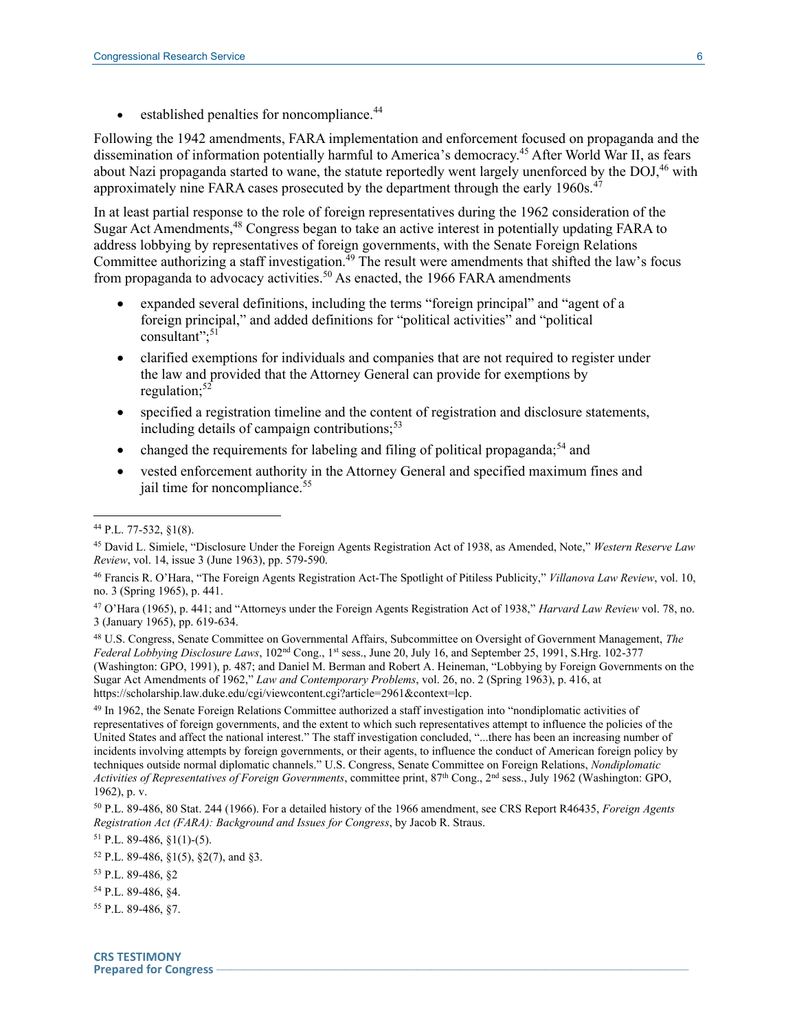- established penalties for noncompliance.[44]

Following the 1942 amendments, FARA implementation and enforcement focused on propaganda and the dissemination of information potentially harmful to America's democracy.[45] After World War II, as fears about Nazi propaganda started to wane, the statute reportedly went largely unenforced by the DOJ,[46] with approximately nine FARA cases prosecuted by the department through the early 1960s.[47]

In at least partial response to the role of foreign representatives during the 1962 consideration of the Sugar Act Amendments,[48] Congress began to take an active interest in potentially updating FARA to address lobbying by representatives of foreign governments, with the Senate Foreign Relations Committee authorizing a staff investigation.[49] The result were amendments that shifted the law's focus from propaganda to advocacy activities.[50] As enacted, the 1966 FARA amendments

- expanded several definitions, including the terms "foreign principal" and "agent of a foreign principal," and added definitions for "political activities" and "political consultant";[51]
- clarified exemptions for individuals and companies that are not required to register under the law and provided that the Attorney General can provide for exemptions by regulation;[52]
- specified a registration timeline and the content of registration and disclosure statements, including details of campaign contributions;[53]
- changed the requirements for labeling and filing of political propaganda;[54] and
- vested enforcement authority in the Attorney General and specified maximum fines and jail time for noncompliance.[55]

---

[44] P.L. 77-532, §1(8).

[45] David L. Simiele, "Disclosure Under the Foreign Agents Registration Act of 1938, as Amended, Note," *Western Reserve Law Review*, vol. 14, issue 3 (June 1963), pp. 579-590.

[46] Francis R. O'Hara, "The Foreign Agents Registration Act-The Spotlight of Pitiless Publicity," *Villanova Law Review*, vol. 10, no. 3 (Spring 1965), p. 441.

[47] O'Hara (1965), p. 441; and "Attorneys under the Foreign Agents Registration Act of 1938," *Harvard Law Review* vol. 78, no. 3 (January 1965), pp. 619-634.

[48] U.S. Congress, Senate Committee on Governmental Affairs, Subcommittee on Oversight of Government Management, *The Federal Lobbying Disclosure Laws*, 102nd Cong., 1st sess., June 20, July 16, and September 25, 1991, S.Hrg. 102-377 (Washington: GPO, 1991), p. 487; and Daniel M. Berman and Robert A. Heineman, "Lobbying by Foreign Governments on the Sugar Act Amendments of 1962," *Law and Contemporary Problems*, vol. 26, no. 2 (Spring 1963), p. 416, at https://scholarship.law.duke.edu/cgi/viewcontent.cgi?article=2961&context=lcp.

[49] In 1962, the Senate Foreign Relations Committee authorized a staff investigation into "nondiplomatic activities of representatives of foreign governments, and the extent to which such representatives attempt to influence the policies of the United States and affect the national interest." The staff investigation concluded, "...there has been an increasing number of incidents involving attempts by foreign governments, or their agents, to influence the conduct of American foreign policy by techniques outside normal diplomatic channels." U.S. Congress, Senate Committee on Foreign Relations, *Nondiplomatic Activities of Representatives of Foreign Governments*, committee print, 87th Cong., 2nd sess., July 1962 (Washington: GPO, 1962), p. v.

[50] P.L. 89-486, 80 Stat. 244 (1966). For a detailed history of the 1966 amendment, see CRS Report R46435, *Foreign Agents Registration Act (FARA): Background and Issues for Congress*, by Jacob R. Straus.

[51] P.L. 89-486, §1(1)-(5).

[52] P.L. 89-486, §1(5), §2(7), and §3.

[53] P.L. 89-486, §2

[54] P.L. 89-486, §4.

[55] P.L. 89-486, §7.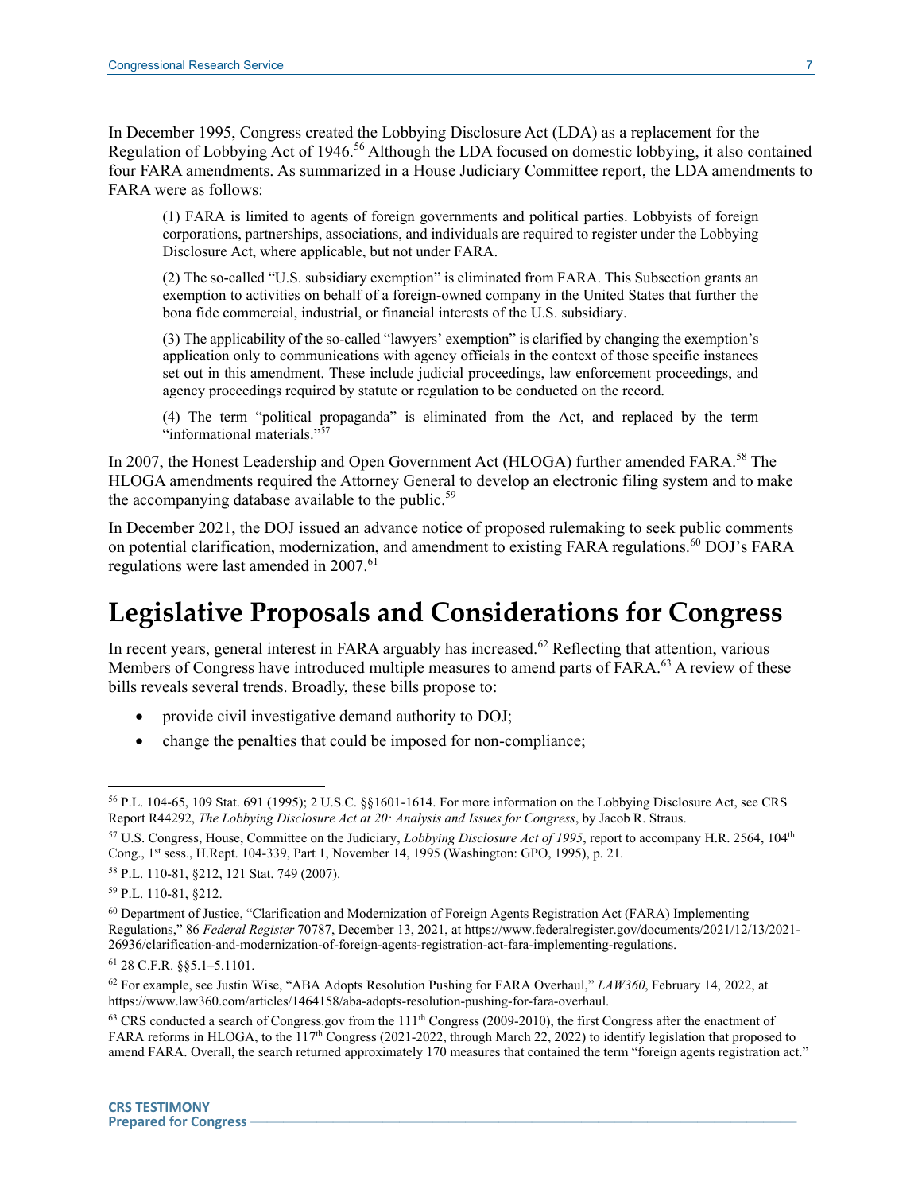In December 1995, Congress created the Lobbying Disclosure Act (LDA) as a replacement for the Regulation of Lobbying Act of 1946.[56] Although the LDA focused on domestic lobbying, it also contained four FARA amendments. As summarized in a House Judiciary Committee report, the LDA amendments to FARA were as follows:

> (1) FARA is limited to agents of foreign governments and political parties. Lobbyists of foreign corporations, partnerships, associations, and individuals are required to register under the Lobbying Disclosure Act, where applicable, but not under FARA.
>
> (2) The so-called "U.S. subsidiary exemption" is eliminated from FARA. This Subsection grants an exemption to activities on behalf of a foreign-owned company in the United States that further the bona fide commercial, industrial, or financial interests of the U.S. subsidiary.
>
> (3) The applicability of the so-called "lawyers' exemption" is clarified by changing the exemption's application only to communications with agency officials in the context of those specific instances set out in this amendment. These include judicial proceedings, law enforcement proceedings, and agency proceedings required by statute or regulation to be conducted on the record.
>
> (4) The term "political propaganda" is eliminated from the Act, and replaced by the term "informational materials."[57]

In 2007, the Honest Leadership and Open Government Act (HLOGA) further amended FARA.[58] The HLOGA amendments required the Attorney General to develop an electronic filing system and to make the accompanying database available to the public.[59]

In December 2021, the DOJ issued an advance notice of proposed rulemaking to seek public comments on potential clarification, modernization, and amendment to existing FARA regulations.[60] DOJ's FARA regulations were last amended in 2007.[61]

# Legislative Proposals and Considerations for Congress

In recent years, general interest in FARA arguably has increased.[62] Reflecting that attention, various Members of Congress have introduced multiple measures to amend parts of FARA.[63] A review of these bills reveals several trends. Broadly, these bills propose to:

- provide civil investigative demand authority to DOJ;
- change the penalties that could be imposed for non-compliance;

---

[56] P.L. 104-65, 109 Stat. 691 (1995); 2 U.S.C. §§1601-1614. For more information on the Lobbying Disclosure Act, see CRS Report R44292, *The Lobbying Disclosure Act at 20: Analysis and Issues for Congress*, by Jacob R. Straus.

[57] U.S. Congress, House, Committee on the Judiciary, *Lobbying Disclosure Act of 1995*, report to accompany H.R. 2564, 104th Cong., 1st sess., H.Rept. 104-339, Part 1, November 14, 1995 (Washington: GPO, 1995), p. 21.

[58] P.L. 110-81, §212, 121 Stat. 749 (2007).

[59] P.L. 110-81, §212.

[60] Department of Justice, "Clarification and Modernization of Foreign Agents Registration Act (FARA) Implementing Regulations," 86 *Federal Register* 70787, December 13, 2021, at https://www.federalregister.gov/documents/2021/12/13/2021-26936/clarification-and-modernization-of-foreign-agents-registration-act-fara-implementing-regulations.

[61] 28 C.F.R. §§5.1–5.1101.

[62] For example, see Justin Wise, "ABA Adopts Resolution Pushing for FARA Overhaul," *LAW360*, February 14, 2022, at https://www.law360.com/articles/1464158/aba-adopts-resolution-pushing-for-fara-overhaul.

[63] CRS conducted a search of Congress.gov from the 111th Congress (2009-2010), the first Congress after the enactment of FARA reforms in HLOGA, to the 117th Congress (2021-2022, through March 22, 2022) to identify legislation that proposed to amend FARA. Overall, the search returned approximately 170 measures that contained the term "foreign agents registration act."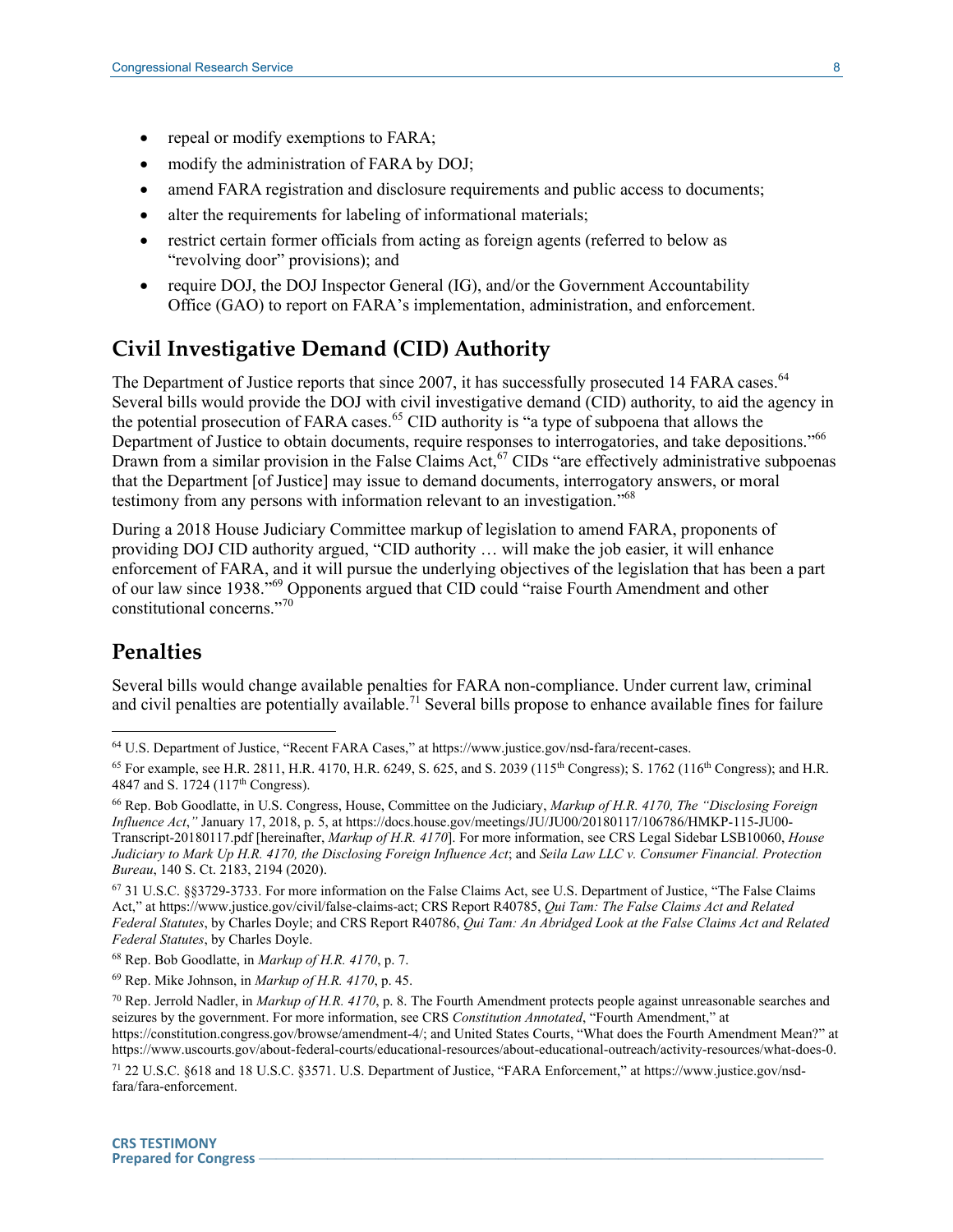- repeal or modify exemptions to FARA;
- modify the administration of FARA by DOJ;
- amend FARA registration and disclosure requirements and public access to documents;
- alter the requirements for labeling of informational materials;
- restrict certain former officials from acting as foreign agents (referred to below as "revolving door" provisions); and
- require DOJ, the DOJ Inspector General (IG), and/or the Government Accountability Office (GAO) to report on FARA's implementation, administration, and enforcement.

## Civil Investigative Demand (CID) Authority

The Department of Justice reports that since 2007, it has successfully prosecuted 14 FARA cases.[64] Several bills would provide the DOJ with civil investigative demand (CID) authority, to aid the agency in the potential prosecution of FARA cases.[65] CID authority is "a type of subpoena that allows the Department of Justice to obtain documents, require responses to interrogatories, and take depositions."[66] Drawn from a similar provision in the False Claims Act,[67] CIDs "are effectively administrative subpoenas that the Department [of Justice] may issue to demand documents, interrogatory answers, or moral testimony from any persons with information relevant to an investigation."[68]

During a 2018 House Judiciary Committee markup of legislation to amend FARA, proponents of providing DOJ CID authority argued, "CID authority … will make the job easier, it will enhance enforcement of FARA, and it will pursue the underlying objectives of the legislation that has been a part of our law since 1938."[69] Opponents argued that CID could "raise Fourth Amendment and other constitutional concerns."[70]

## Penalties

Several bills would change available penalties for FARA non-compliance. Under current law, criminal and civil penalties are potentially available.[71] Several bills propose to enhance available fines for failure

---

[64] U.S. Department of Justice, "Recent FARA Cases," at https://www.justice.gov/nsd-fara/recent-cases.

[65] For example, see H.R. 2811, H.R. 4170, H.R. 6249, S. 625, and S. 2039 (115th Congress); S. 1762 (116th Congress); and H.R. 4847 and S. 1724 (117th Congress).

[66] Rep. Bob Goodlatte, in U.S. Congress, House, Committee on the Judiciary, *Markup of H.R. 4170, The "Disclosing Foreign Influence Act*,*"* January 17, 2018, p. 5, at https://docs.house.gov/meetings/JU/JU00/20180117/106786/HMKP-115-JU00-Transcript-20180117.pdf [hereinafter, *Markup of H.R. 4170*]. For more information, see CRS Legal Sidebar LSB10060, *House Judiciary to Mark Up H.R. 4170, the Disclosing Foreign Influence Act*; and *Seila Law LLC v. Consumer Financial. Protection Bureau*, 140 S. Ct. 2183, 2194 (2020).

[67] 31 U.S.C. §§3729-3733. For more information on the False Claims Act, see U.S. Department of Justice, "The False Claims Act," at https://www.justice.gov/civil/false-claims-act; CRS Report R40785, *Qui Tam: The False Claims Act and Related Federal Statutes*, by Charles Doyle; and CRS Report R40786, *Qui Tam: An Abridged Look at the False Claims Act and Related Federal Statutes*, by Charles Doyle.

[68] Rep. Bob Goodlatte, in *Markup of H.R. 4170*, p. 7.

[69] Rep. Mike Johnson, in *Markup of H.R. 4170*, p. 45.

[70] Rep. Jerrold Nadler, in *Markup of H.R. 4170*, p. 8. The Fourth Amendment protects people against unreasonable searches and seizures by the government. For more information, see CRS *Constitution Annotated*, "Fourth Amendment," at https://constitution.congress.gov/browse/amendment-4/; and United States Courts, "What does the Fourth Amendment Mean?" at https://www.uscourts.gov/about-federal-courts/educational-resources/about-educational-outreach/activity-resources/what-does-0.

[71] 22 U.S.C. §618 and 18 U.S.C. §3571. U.S. Department of Justice, "FARA Enforcement," at https://www.justice.gov/nsd-fara/fara-enforcement.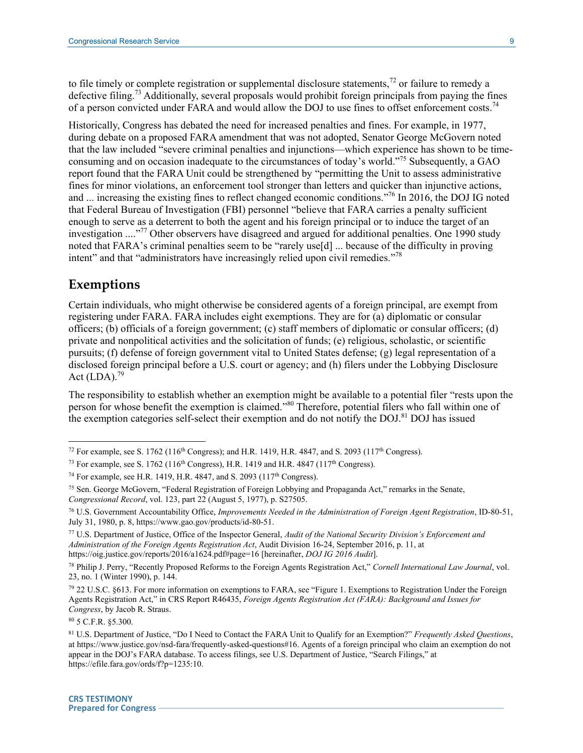to file timely or complete registration or supplemental disclosure statements,[72] or failure to remedy a defective filing.[73] Additionally, several proposals would prohibit foreign principals from paying the fines of a person convicted under FARA and would allow the DOJ to use fines to offset enforcement costs.[74]

Historically, Congress has debated the need for increased penalties and fines. For example, in 1977, during debate on a proposed FARA amendment that was not adopted, Senator George McGovern noted that the law included "severe criminal penalties and injunctions—which experience has shown to be time-consuming and on occasion inadequate to the circumstances of today's world."[75] Subsequently, a GAO report found that the FARA Unit could be strengthened by "permitting the Unit to assess administrative fines for minor violations, an enforcement tool stronger than letters and quicker than injunctive actions, and ... increasing the existing fines to reflect changed economic conditions."[76] In 2016, the DOJ IG noted that Federal Bureau of Investigation (FBI) personnel "believe that FARA carries a penalty sufficient enough to serve as a deterrent to both the agent and his foreign principal or to induce the target of an investigation ...."[77] Other observers have disagreed and argued for additional penalties. One 1990 study noted that FARA's criminal penalties seem to be "rarely use[d] ... because of the difficulty in proving intent" and that "administrators have increasingly relied upon civil remedies."[78]

## Exemptions

Certain individuals, who might otherwise be considered agents of a foreign principal, are exempt from registering under FARA. FARA includes eight exemptions. They are for (a) diplomatic or consular officers; (b) officials of a foreign government; (c) staff members of diplomatic or consular officers; (d) private and nonpolitical activities and the solicitation of funds; (e) religious, scholastic, or scientific pursuits; (f) defense of foreign government vital to United States defense; (g) legal representation of a disclosed foreign principal before a U.S. court or agency; and (h) filers under the Lobbying Disclosure Act (LDA).[79]

The responsibility to establish whether an exemption might be available to a potential filer "rests upon the person for whose benefit the exemption is claimed."[80] Therefore, potential filers who fall within one of the exemption categories self-select their exemption and do not notify the DOJ.[81] DOJ has issued

---

[72] For example, see S. 1762 (116th Congress); and H.R. 1419, H.R. 4847, and S. 2093 (117th Congress).

[73] For example, see S. 1762 (116th Congress), H.R. 1419 and H.R. 4847 (117th Congress).

[74] For example, see H.R. 1419, H.R. 4847, and S. 2093 (117th Congress).

[75] Sen. George McGovern, "Federal Registration of Foreign Lobbying and Propaganda Act," remarks in the Senate, *Congressional Record*, vol. 123, part 22 (August 5, 1977), p. S27505.

[76] U.S. Government Accountability Office, *Improvements Needed in the Administration of Foreign Agent Registration*, ID-80-51, July 31, 1980, p. 8, https://www.gao.gov/products/id-80-51.

[77] U.S. Department of Justice, Office of the Inspector General, *Audit of the National Security Division's Enforcement and Administration of the Foreign Agents Registration Act*, Audit Division 16-24, September 2016, p. 11, at https://oig.justice.gov/reports/2016/a1624.pdf#page=16 [hereinafter, *DOJ IG 2016 Audit*].

[78] Philip J. Perry, "Recently Proposed Reforms to the Foreign Agents Registration Act," *Cornell International Law Journal*, vol. 23, no. 1 (Winter 1990), p. 144.

[79] 22 U.S.C. §613. For more information on exemptions to FARA, see "Figure 1. Exemptions to Registration Under the Foreign Agents Registration Act," in CRS Report R46435, *Foreign Agents Registration Act (FARA): Background and Issues for Congress*, by Jacob R. Straus.

[80] 5 C.F.R. §5.300.

[81] U.S. Department of Justice, "Do I Need to Contact the FARA Unit to Qualify for an Exemption?" *Frequently Asked Questions*, at https://www.justice.gov/nsd-fara/frequently-asked-questions#16. Agents of a foreign principal who claim an exemption do not appear in the DOJ's FARA database. To access filings, see U.S. Department of Justice, "Search Filings," at https://efile.fara.gov/ords/f?p=1235:10.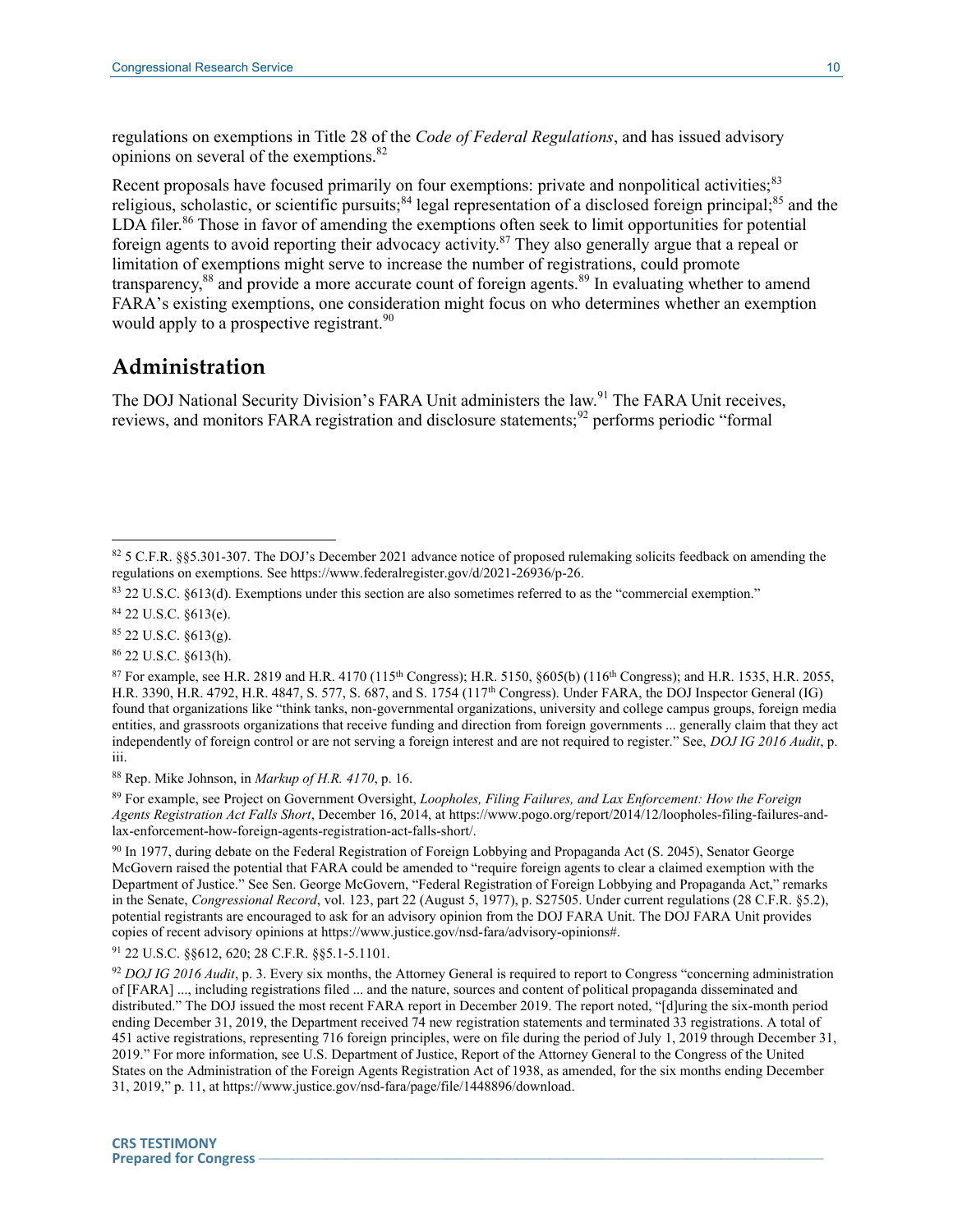regulations on exemptions in Title 28 of the *Code of Federal Regulations*, and has issued advisory opinions on several of the exemptions.[82]

Recent proposals have focused primarily on four exemptions: private and nonpolitical activities;[83] religious, scholastic, or scientific pursuits;[84] legal representation of a disclosed foreign principal;[85] and the LDA filer.[86] Those in favor of amending the exemptions often seek to limit opportunities for potential foreign agents to avoid reporting their advocacy activity.[87] They also generally argue that a repeal or limitation of exemptions might serve to increase the number of registrations, could promote transparency,[88] and provide a more accurate count of foreign agents.[89] In evaluating whether to amend FARA's existing exemptions, one consideration might focus on who determines whether an exemption would apply to a prospective registrant.[90]

## Administration

The DOJ National Security Division's FARA Unit administers the law.[91] The FARA Unit receives, reviews, and monitors FARA registration and disclosure statements;[92] performs periodic "formal

---

[82] 5 C.F.R. §§5.301-307. The DOJ's December 2021 advance notice of proposed rulemaking solicits feedback on amending the regulations on exemptions. See https://www.federalregister.gov/d/2021-26936/p-26.

[83] 22 U.S.C. §613(d). Exemptions under this section are also sometimes referred to as the "commercial exemption."

[84] 22 U.S.C. §613(e).

[85] 22 U.S.C. §613(g).

[86] 22 U.S.C. §613(h).

[87] For example, see H.R. 2819 and H.R. 4170 (115th Congress); H.R. 5150, §605(b) (116th Congress); and H.R. 1535, H.R. 2055, H.R. 3390, H.R. 4792, H.R. 4847, S. 577, S. 687, and S. 1754 (117th Congress). Under FARA, the DOJ Inspector General (IG) found that organizations like "think tanks, non-governmental organizations, university and college campus groups, foreign media entities, and grassroots organizations that receive funding and direction from foreign governments ... generally claim that they act independently of foreign control or are not serving a foreign interest and are not required to register." See, *DOJ IG 2016 Audit*, p. iii.

[88] Rep. Mike Johnson, in *Markup of H.R. 4170*, p. 16.

[89] For example, see Project on Government Oversight, *Loopholes, Filing Failures, and Lax Enforcement: How the Foreign Agents Registration Act Falls Short*, December 16, 2014, at https://www.pogo.org/report/2014/12/loopholes-filing-failures-and-lax-enforcement-how-foreign-agents-registration-act-falls-short/.

[90] In 1977, during debate on the Federal Registration of Foreign Lobbying and Propaganda Act (S. 2045), Senator George McGovern raised the potential that FARA could be amended to "require foreign agents to clear a claimed exemption with the Department of Justice." See Sen. George McGovern, "Federal Registration of Foreign Lobbying and Propaganda Act," remarks in the Senate, *Congressional Record*, vol. 123, part 22 (August 5, 1977), p. S27505. Under current regulations (28 C.F.R. §5.2), potential registrants are encouraged to ask for an advisory opinion from the DOJ FARA Unit. The DOJ FARA Unit provides copies of recent advisory opinions at https://www.justice.gov/nsd-fara/advisory-opinions#.

[91] 22 U.S.C. §§612, 620; 28 C.F.R. §§5.1-5.1101.

[92] *DOJ IG 2016 Audit*, p. 3. Every six months, the Attorney General is required to report to Congress "concerning administration of [FARA] ..., including registrations filed ... and the nature, sources and content of political propaganda disseminated and distributed." The DOJ issued the most recent FARA report in December 2019. The report noted, "[d]uring the six-month period ending December 31, 2019, the Department received 74 new registration statements and terminated 33 registrations. A total of 451 active registrations, representing 716 foreign principles, were on file during the period of July 1, 2019 through December 31, 2019." For more information, see U.S. Department of Justice, Report of the Attorney General to the Congress of the United States on the Administration of the Foreign Agents Registration Act of 1938, as amended, for the six months ending December 31, 2019," p. 11, at https://www.justice.gov/nsd-fara/page/file/1448896/download.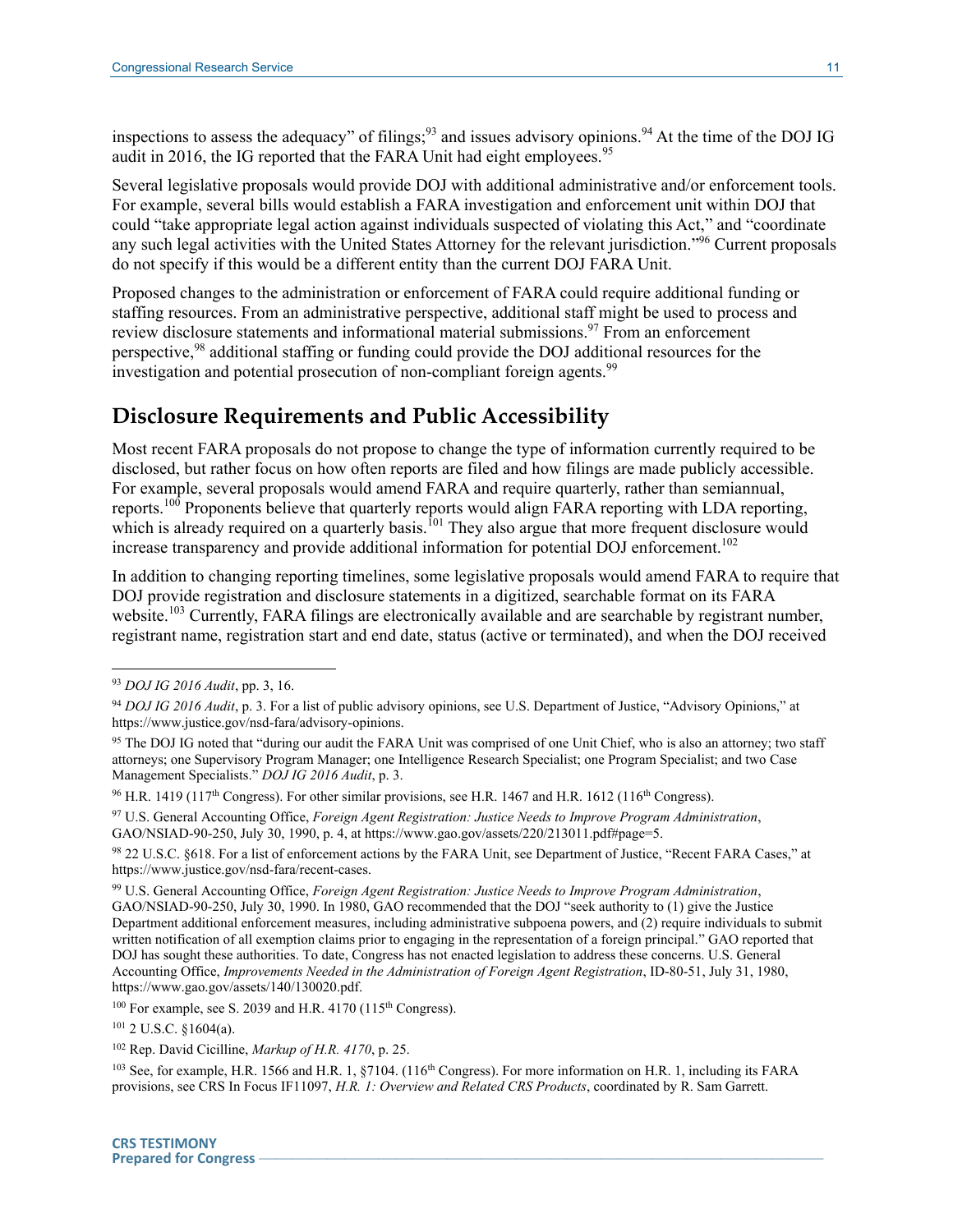inspections to assess the adequacy" of filings;[93] and issues advisory opinions.[94] At the time of the DOJ IG audit in 2016, the IG reported that the FARA Unit had eight employees.[95]

Several legislative proposals would provide DOJ with additional administrative and/or enforcement tools. For example, several bills would establish a FARA investigation and enforcement unit within DOJ that could "take appropriate legal action against individuals suspected of violating this Act," and "coordinate any such legal activities with the United States Attorney for the relevant jurisdiction."[96] Current proposals do not specify if this would be a different entity than the current DOJ FARA Unit.

Proposed changes to the administration or enforcement of FARA could require additional funding or staffing resources. From an administrative perspective, additional staff might be used to process and review disclosure statements and informational material submissions.[97] From an enforcement perspective,[98] additional staffing or funding could provide the DOJ additional resources for the investigation and potential prosecution of non-compliant foreign agents.[99]

## Disclosure Requirements and Public Accessibility

Most recent FARA proposals do not propose to change the type of information currently required to be disclosed, but rather focus on how often reports are filed and how filings are made publicly accessible. For example, several proposals would amend FARA and require quarterly, rather than semiannual, reports.[100] Proponents believe that quarterly reports would align FARA reporting with LDA reporting, which is already required on a quarterly basis.[101] They also argue that more frequent disclosure would increase transparency and provide additional information for potential DOJ enforcement.[102]

In addition to changing reporting timelines, some legislative proposals would amend FARA to require that DOJ provide registration and disclosure statements in a digitized, searchable format on its FARA website.[103] Currently, FARA filings are electronically available and are searchable by registrant number, registrant name, registration start and end date, status (active or terminated), and when the DOJ received

---

[93] *DOJ IG 2016 Audit*, pp. 3, 16.

[94] *DOJ IG 2016 Audit*, p. 3. For a list of public advisory opinions, see U.S. Department of Justice, "Advisory Opinions," at https://www.justice.gov/nsd-fara/advisory-opinions.

[95] The DOJ IG noted that "during our audit the FARA Unit was comprised of one Unit Chief, who is also an attorney; two staff attorneys; one Supervisory Program Manager; one Intelligence Research Specialist; one Program Specialist; and two Case Management Specialists." *DOJ IG 2016 Audit*, p. 3.

[96] H.R. 1419 (117th Congress). For other similar provisions, see H.R. 1467 and H.R. 1612 (116th Congress).

[97] U.S. General Accounting Office, *Foreign Agent Registration: Justice Needs to Improve Program Administration*, GAO/NSIAD-90-250, July 30, 1990, p. 4, at https://www.gao.gov/assets/220/213011.pdf#page=5.

[98] 22 U.S.C. §618. For a list of enforcement actions by the FARA Unit, see Department of Justice, "Recent FARA Cases," at https://www.justice.gov/nsd-fara/recent-cases.

[99] U.S. General Accounting Office, *Foreign Agent Registration: Justice Needs to Improve Program Administration*, GAO/NSIAD-90-250, July 30, 1990. In 1980, GAO recommended that the DOJ "seek authority to (1) give the Justice Department additional enforcement measures, including administrative subpoena powers, and (2) require individuals to submit written notification of all exemption claims prior to engaging in the representation of a foreign principal." GAO reported that DOJ has sought these authorities. To date, Congress has not enacted legislation to address these concerns. U.S. General Accounting Office, *Improvements Needed in the Administration of Foreign Agent Registration*, ID-80-51, July 31, 1980, https://www.gao.gov/assets/140/130020.pdf.

[100] For example, see S. 2039 and H.R. 4170 (115th Congress).

[101] 2 U.S.C. §1604(a).

[102] Rep. David Cicilline, *Markup of H.R. 4170*, p. 25.

[103] See, for example, H.R. 1566 and H.R. 1, §7104. (116th Congress). For more information on H.R. 1, including its FARA provisions, see CRS In Focus IF11097, *H.R. 1: Overview and Related CRS Products*, coordinated by R. Sam Garrett.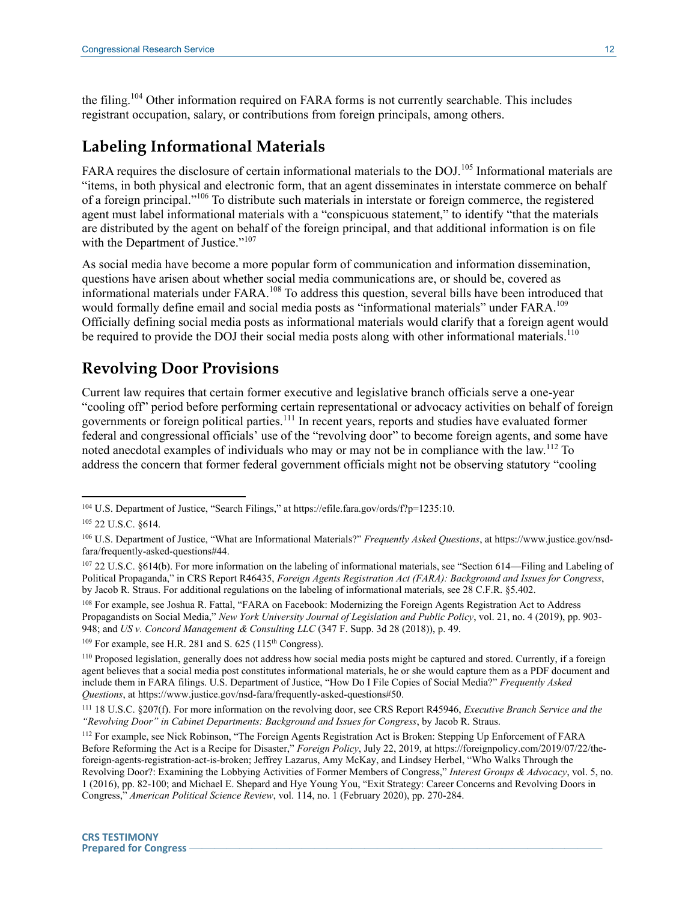the filing.[104] Other information required on FARA forms is not currently searchable. This includes registrant occupation, salary, or contributions from foreign principals, among others.

## Labeling Informational Materials

FARA requires the disclosure of certain informational materials to the DOJ.[105] Informational materials are "items, in both physical and electronic form, that an agent disseminates in interstate commerce on behalf of a foreign principal."[106] To distribute such materials in interstate or foreign commerce, the registered agent must label informational materials with a "conspicuous statement," to identify "that the materials are distributed by the agent on behalf of the foreign principal, and that additional information is on file with the Department of Justice."[107]

As social media have become a more popular form of communication and information dissemination, questions have arisen about whether social media communications are, or should be, covered as informational materials under FARA.[108] To address this question, several bills have been introduced that would formally define email and social media posts as "informational materials" under FARA.[109] Officially defining social media posts as informational materials would clarify that a foreign agent would be required to provide the DOJ their social media posts along with other informational materials.[110]

## Revolving Door Provisions

Current law requires that certain former executive and legislative branch officials serve a one-year "cooling off" period before performing certain representational or advocacy activities on behalf of foreign governments or foreign political parties.[111] In recent years, reports and studies have evaluated former federal and congressional officials' use of the "revolving door" to become foreign agents, and some have noted anecdotal examples of individuals who may or may not be in compliance with the law.[112] To address the concern that former federal government officials might not be observing statutory "cooling

---

[104] U.S. Department of Justice, "Search Filings," at https://efile.fara.gov/ords/f?p=1235:10.

[105] 22 U.S.C. §614.

[106] U.S. Department of Justice, "What are Informational Materials?" *Frequently Asked Questions*, at https://www.justice.gov/nsd-fara/frequently-asked-questions#44.

[107] 22 U.S.C. §614(b). For more information on the labeling of informational materials, see "Section 614—Filing and Labeling of Political Propaganda," in CRS Report R46435, *Foreign Agents Registration Act (FARA): Background and Issues for Congress*, by Jacob R. Straus. For additional regulations on the labeling of informational materials, see 28 C.F.R. §5.402.

[108] For example, see Joshua R. Fattal, "FARA on Facebook: Modernizing the Foreign Agents Registration Act to Address Propagandists on Social Media," *New York University Journal of Legislation and Public Policy*, vol. 21, no. 4 (2019), pp. 903-948; and *US v. Concord Management & Consulting LLC* (347 F. Supp. 3d 28 (2018)), p. 49.

[109] For example, see H.R. 281 and S. 625 (115th Congress).

[110] Proposed legislation, generally does not address how social media posts might be captured and stored. Currently, if a foreign agent believes that a social media post constitutes informational materials, he or she would capture them as a PDF document and include them in FARA filings. U.S. Department of Justice, "How Do I File Copies of Social Media?" *Frequently Asked Questions*, at https://www.justice.gov/nsd-fara/frequently-asked-questions#50.

[111] 18 U.S.C. §207(f). For more information on the revolving door, see CRS Report R45946, *Executive Branch Service and the "Revolving Door" in Cabinet Departments: Background and Issues for Congress*, by Jacob R. Straus.

[112] For example, see Nick Robinson, "The Foreign Agents Registration Act is Broken: Stepping Up Enforcement of FARA Before Reforming the Act is a Recipe for Disaster," *Foreign Policy*, July 22, 2019, at https://foreignpolicy.com/2019/07/22/the-foreign-agents-registration-act-is-broken; Jeffrey Lazarus, Amy McKay, and Lindsey Herbel, "Who Walks Through the Revolving Door?: Examining the Lobbying Activities of Former Members of Congress," *Interest Groups & Advocacy*, vol. 5, no. 1 (2016), pp. 82-100; and Michael E. Shepard and Hye Young You, "Exit Strategy: Career Concerns and Revolving Doors in Congress," *American Political Science Review*, vol. 114, no. 1 (February 2020), pp. 270-284.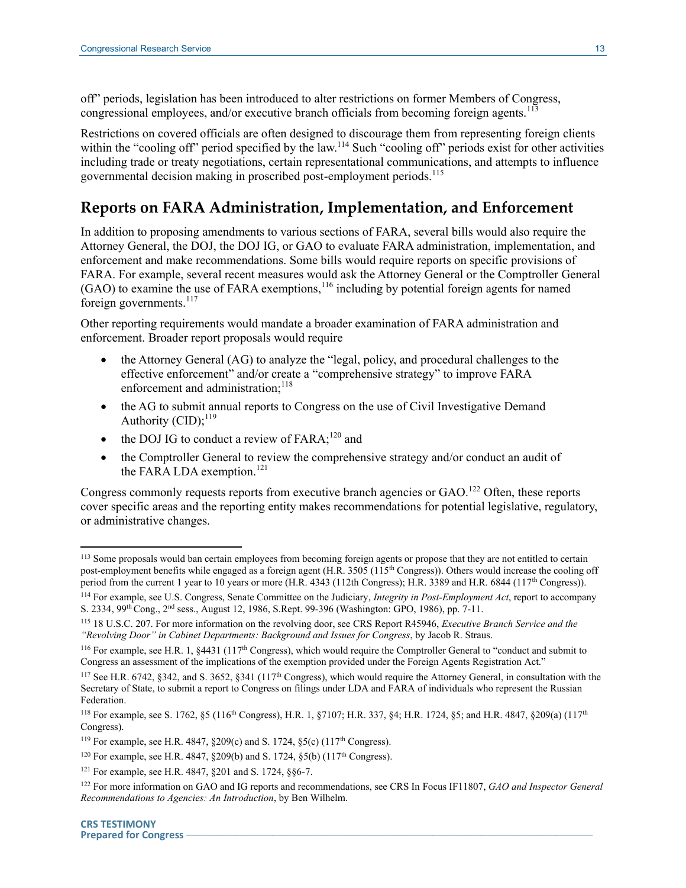off" periods, legislation has been introduced to alter restrictions on former Members of Congress, congressional employees, and/or executive branch officials from becoming foreign agents.[113]

Restrictions on covered officials are often designed to discourage them from representing foreign clients within the "cooling off" period specified by the law.[114] Such "cooling off" periods exist for other activities including trade or treaty negotiations, certain representational communications, and attempts to influence governmental decision making in proscribed post-employment periods.[115]

## Reports on FARA Administration, Implementation, and Enforcement

In addition to proposing amendments to various sections of FARA, several bills would also require the Attorney General, the DOJ, the DOJ IG, or GAO to evaluate FARA administration, implementation, and enforcement and make recommendations. Some bills would require reports on specific provisions of FARA. For example, several recent measures would ask the Attorney General or the Comptroller General (GAO) to examine the use of FARA exemptions,[116] including by potential foreign agents for named foreign governments.[117]

Other reporting requirements would mandate a broader examination of FARA administration and enforcement. Broader report proposals would require

- the Attorney General (AG) to analyze the "legal, policy, and procedural challenges to the effective enforcement" and/or create a "comprehensive strategy" to improve FARA enforcement and administration;[118]
- the AG to submit annual reports to Congress on the use of Civil Investigative Demand Authority (CID);[119]
- the DOJ IG to conduct a review of FARA;[120] and
- the Comptroller General to review the comprehensive strategy and/or conduct an audit of the FARA LDA exemption.[121]

Congress commonly requests reports from executive branch agencies or GAO.[122] Often, these reports cover specific areas and the reporting entity makes recommendations for potential legislative, regulatory, or administrative changes.

---

[113] Some proposals would ban certain employees from becoming foreign agents or propose that they are not entitled to certain post-employment benefits while engaged as a foreign agent (H.R. 3505 (115th Congress)). Others would increase the cooling off period from the current 1 year to 10 years or more (H.R. 4343 (112th Congress); H.R. 3389 and H.R. 6844 (117th Congress)).

[114] For example, see U.S. Congress, Senate Committee on the Judiciary, *Integrity in Post-Employment Act*, report to accompany S. 2334, 99th Cong., 2nd sess., August 12, 1986, S.Rept. 99-396 (Washington: GPO, 1986), pp. 7-11.

[115] 18 U.S.C. 207. For more information on the revolving door, see CRS Report R45946, *Executive Branch Service and the "Revolving Door" in Cabinet Departments: Background and Issues for Congress*, by Jacob R. Straus.

[116] For example, see H.R. 1, §4431 (117th Congress), which would require the Comptroller General to "conduct and submit to Congress an assessment of the implications of the exemption provided under the Foreign Agents Registration Act."

[117] See H.R. 6742, §342, and S. 3652, §341 (117th Congress), which would require the Attorney General, in consultation with the Secretary of State, to submit a report to Congress on filings under LDA and FARA of individuals who represent the Russian Federation.

[118] For example, see S. 1762, §5 (116th Congress), H.R. 1, §7107; H.R. 337, §4; H.R. 1724, §5; and H.R. 4847, §209(a) (117th Congress).

[119] For example, see H.R. 4847, §209(c) and S. 1724, §5(c) (117th Congress).

[120] For example, see H.R. 4847, §209(b) and S. 1724, §5(b) (117th Congress).

[121] For example, see H.R. 4847, §201 and S. 1724, §§6-7.

[122] For more information on GAO and IG reports and recommendations, see CRS In Focus IF11807, *GAO and Inspector General Recommendations to Agencies: An Introduction*, by Ben Wilhelm.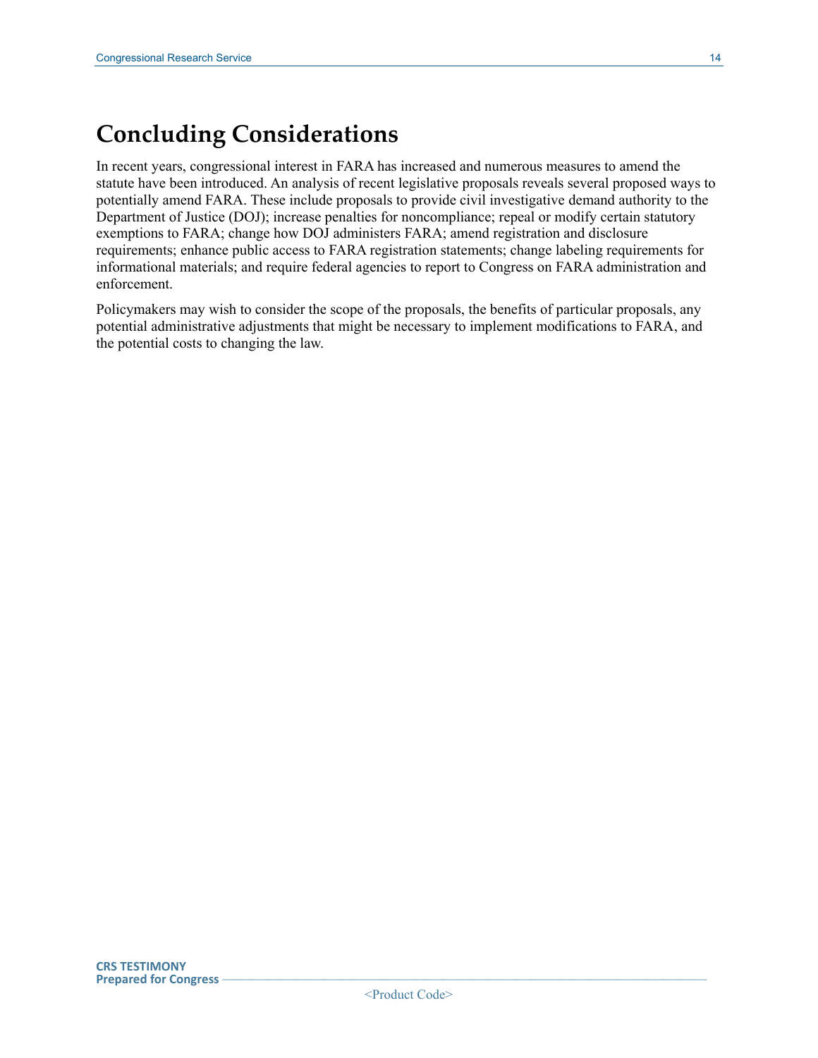# Concluding Considerations

In recent years, congressional interest in FARA has increased and numerous measures to amend the statute have been introduced. An analysis of recent legislative proposals reveals several proposed ways to potentially amend FARA. These include proposals to provide civil investigative demand authority to the Department of Justice (DOJ); increase penalties for noncompliance; repeal or modify certain statutory exemptions to FARA; change how DOJ administers FARA; amend registration and disclosure requirements; enhance public access to FARA registration statements; change labeling requirements for informational materials; and require federal agencies to report to Congress on FARA administration and enforcement.

Policymakers may wish to consider the scope of the proposals, the benefits of particular proposals, any potential administrative adjustments that might be necessary to implement modifications to FARA, and the potential costs to changing the law.